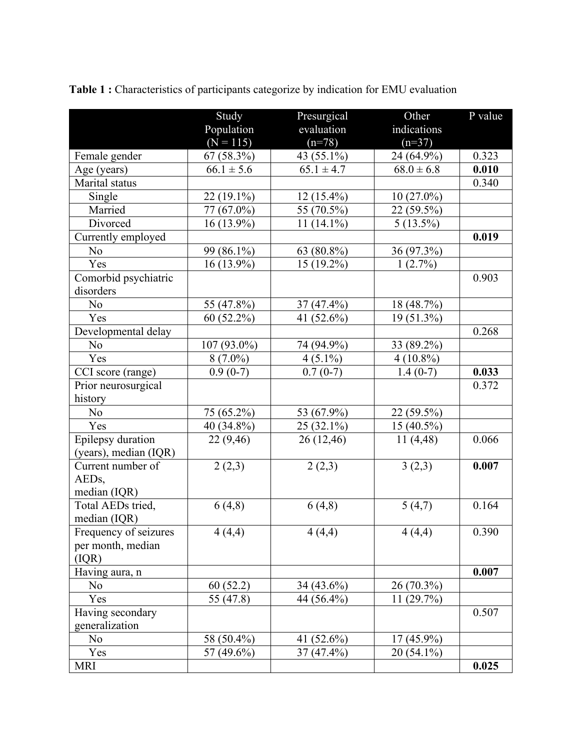**Table 1 :** Characteristics of participants categorize by indication for EMU evaluation

| | Study Population (N = 115) | Presurgical evaluation (n=78) | Other indications (n=37) | P value |
|---|---|---|---|---|
| Female gender | 67 (58.3%) | 43 (55.1%) | 24 (64.9%) | 0.323 |
| Age (years) | 66.1 ± 5.6 | 65.1 ± 4.7 | 68.0 ± 6.8 | **0.010** |
| Marital status | | | | 0.340 |
| Single | 22 (19.1%) | 12 (15.4%) | 10 (27.0%) | |
| Married | 77 (67.0%) | 55 (70.5%) | 22 (59.5%) | |
| Divorced | 16 (13.9%) | 11 (14.1%) | 5 (13.5%) | |
| Currently employed | | | | **0.019** |
| No | 99 (86.1%) | 63 (80.8%) | 36 (97.3%) | |
| Yes | 16 (13.9%) | 15 (19.2%) | 1 (2.7%) | |
| Comorbid psychiatric disorders | | | | 0.903 |
| No | 55 (47.8%) | 37 (47.4%) | 18 (48.7%) | |
| Yes | 60 (52.2%) | 41 (52.6%) | 19 (51.3%) | |
| Developmental delay | | | | 0.268 |
| No | 107 (93.0%) | 74 (94.9%) | 33 (89.2%) | |
| Yes | 8 (7.0%) | 4 (5.1%) | 4 (10.8%) | |
| CCI score (range) | 0.9 (0-7) | 0.7 (0-7) | 1.4 (0-7) | **0.033** |
| Prior neurosurgical history | | | | 0.372 |
| No | 75 (65.2%) | 53 (67.9%) | 22 (59.5%) | |
| Yes | 40 (34.8%) | 25 (32.1%) | 15 (40.5%) | |
| Epilepsy duration (years), median (IQR) | 22 (9,46) | 26 (12,46) | 11 (4,48) | 0.066 |
| Current number of AEDs, median (IQR) | 2 (2,3) | 2 (2,3) | 3 (2,3) | **0.007** |
| Total AEDs tried, median (IQR) | 6 (4,8) | 6 (4,8) | 5 (4,7) | 0.164 |
| Frequency of seizures per month, median (IQR) | 4 (4,4) | 4 (4,4) | 4 (4,4) | 0.390 |
| Having aura, n | | | | **0.007** |
| No | 60 (52.2) | 34 (43.6%) | 26 (70.3%) | |
| Yes | 55 (47.8) | 44 (56.4%) | 11 (29.7%) | |
| Having secondary generalization | | | | 0.507 |
| No | 58 (50.4%) | 41 (52.6%) | 17 (45.9%) | |
| Yes | 57 (49.6%) | 37 (47.4%) | 20 (54.1%) | |
| MRI | | | | **0.025** |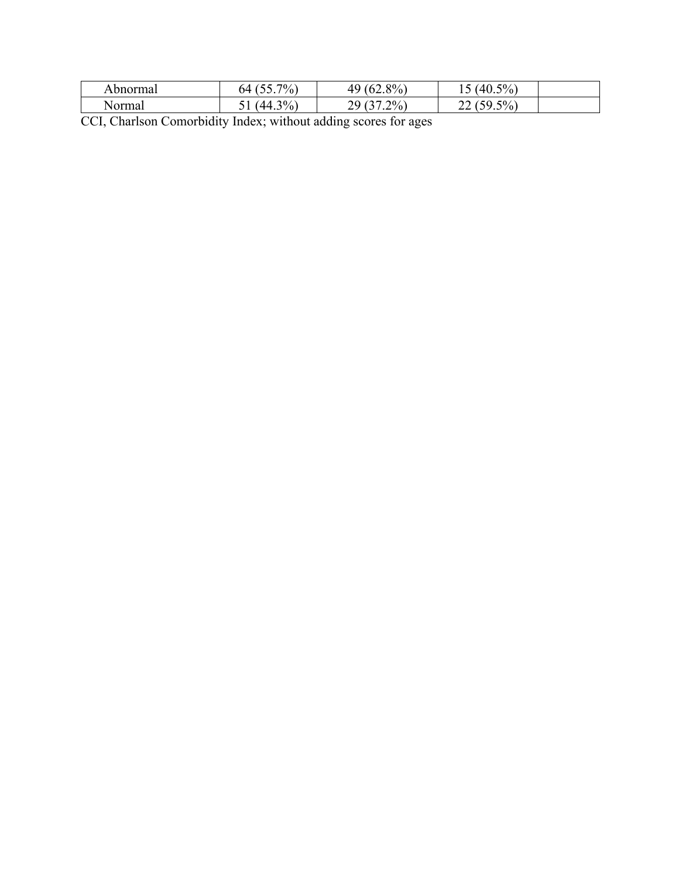| | | | | |
|---|---|---|---|---|
| Abnormal | 64 (55.7%) | 49 (62.8%) | 15 (40.5%) | |
| Normal | 51 (44.3%) | 29 (37.2%) | 22 (59.5%) | |

CCI, Charlson Comorbidity Index; without adding scores for ages